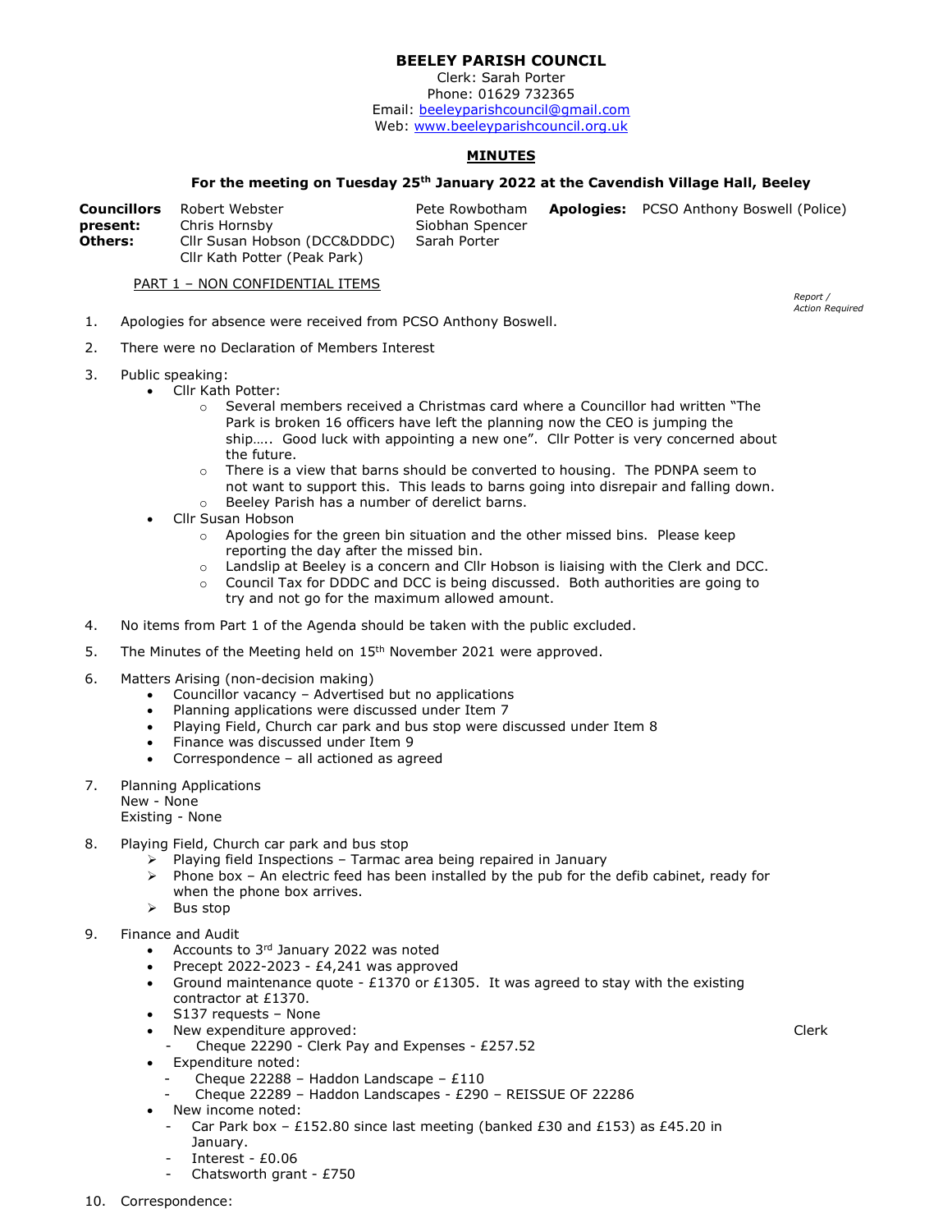# BEELEY PARISH COUNCIL

Clerk: Sarah Porter
Phone: 01629 732365
Email: beeleyparishcouncil@gmail.com
Web: www.beeleyparishcouncil.org.uk

## MINUTES

### For the meeting on Tuesday 25th January 2022 at the Cavendish Village Hall, Beeley

| | | | | |
|---|---|---|---|---|
| **Councillors present:** | Robert Webster | Pete Rowbotham | **Apologies:** | PCSO Anthony Boswell (Police) |
| | Chris Hornsby | Siobhan Spencer | | |
| **Others:** | Cllr Susan Hobson (DCC&DDDC) | Sarah Porter | | |
| | Cllr Kath Potter (Peak Park) | | | |

PART 1 – NON CONFIDENTIAL ITEMS

*Report / Action Required*

1. Apologies for absence were received from PCSO Anthony Boswell.

2. There were no Declaration of Members Interest

3. Public speaking:
   - Cllr Kath Potter:
     - Several members received a Christmas card where a Councillor had written "The Park is broken 16 officers have left the planning now the CEO is jumping the ship….. Good luck with appointing a new one". Cllr Potter is very concerned about the future.
     - There is a view that barns should be converted to housing. The PDNPA seem to not want to support this. This leads to barns going into disrepair and falling down.
     - Beeley Parish has a number of derelict barns.
   - Cllr Susan Hobson
     - Apologies for the green bin situation and the other missed bins. Please keep reporting the day after the missed bin.
     - Landslip at Beeley is a concern and Cllr Hobson is liaising with the Clerk and DCC.
     - Council Tax for DDDC and DCC is being discussed. Both authorities are going to try and not go for the maximum allowed amount.

4. No items from Part 1 of the Agenda should be taken with the public excluded.

5. The Minutes of the Meeting held on 15th November 2021 were approved.

6. Matters Arising (non-decision making)
   - Councillor vacancy – Advertised but no applications
   - Planning applications were discussed under Item 7
   - Playing Field, Church car park and bus stop were discussed under Item 8
   - Finance was discussed under Item 9
   - Correspondence – all actioned as agreed

7. Planning Applications
   New - None
   Existing - None

8. Playing Field, Church car park and bus stop
   - Playing field Inspections – Tarmac area being repaired in January
   - Phone box – An electric feed has been installed by the pub for the defib cabinet, ready for when the phone box arrives.
   - Bus stop

9. Finance and Audit
   - Accounts to 3rd January 2022 was noted
   - Precept 2022-2023 - £4,241 was approved
   - Ground maintenance quote - £1370 or £1305. It was agreed to stay with the existing contractor at £1370.
   - S137 requests – None
   - New expenditure approved: — Clerk
     - Cheque 22290 - Clerk Pay and Expenses - £257.52
   - Expenditure noted:
     - Cheque 22288 – Haddon Landscape – £110
     - Cheque 22289 – Haddon Landscapes - £290 – REISSUE OF 22286
   - New income noted:
     - Car Park box – £152.80 since last meeting (banked £30 and £153) as £45.20 in January.
     - Interest - £0.06
     - Chatsworth grant - £750

10. Correspondence: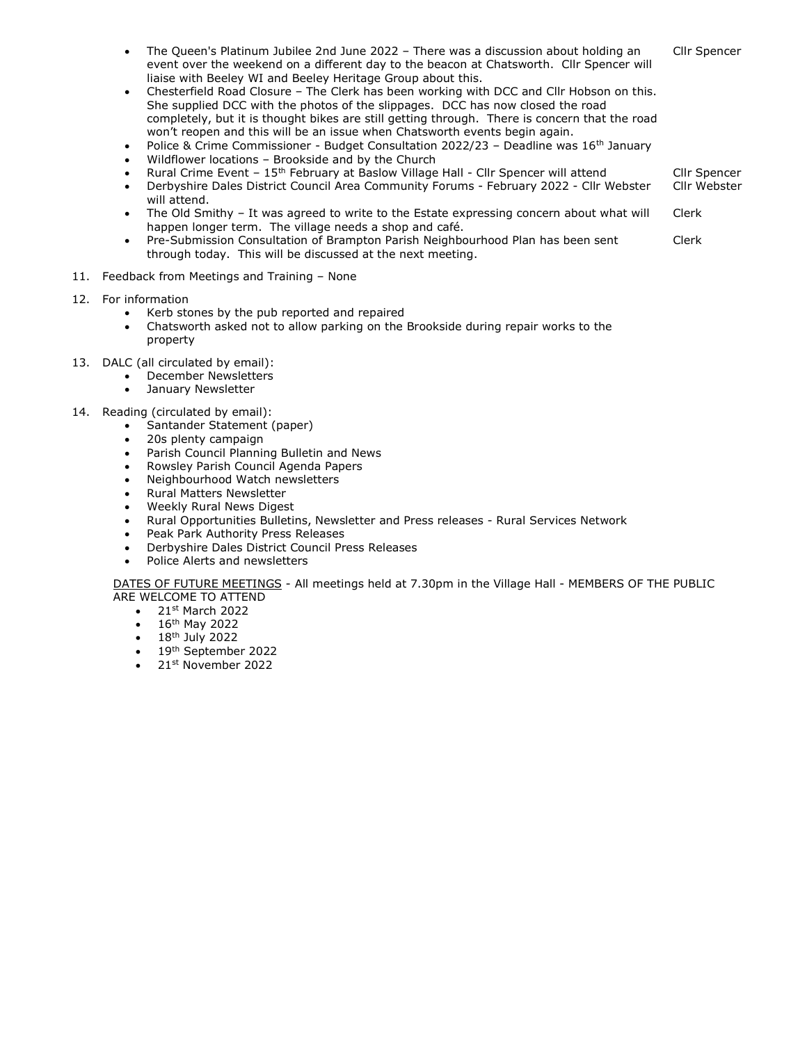- The Queen's Platinum Jubilee 2nd June 2022 – There was a discussion about holding an event over the weekend on a different day to the beacon at Chatsworth. Cllr Spencer will liaise with Beeley WI and Beeley Heritage Group about this. — Cllr Spencer
- Chesterfield Road Closure – The Clerk has been working with DCC and Cllr Hobson on this. She supplied DCC with the photos of the slippages. DCC has now closed the road completely, but it is thought bikes are still getting through. There is concern that the road won't reopen and this will be an issue when Chatsworth events begin again.
- Police & Crime Commissioner - Budget Consultation 2022/23 – Deadline was 16th January
- Wildflower locations – Brookside and by the Church
- Rural Crime Event – 15th February at Baslow Village Hall - Cllr Spencer will attend — Cllr Spencer
- Derbyshire Dales District Council Area Community Forums - February 2022 - Cllr Webster will attend. — Cllr Webster
- The Old Smithy – It was agreed to write to the Estate expressing concern about what will happen longer term. The village needs a shop and café. — Clerk
- Pre-Submission Consultation of Brampton Parish Neighbourhood Plan has been sent through today. This will be discussed at the next meeting. — Clerk

11. Feedback from Meetings and Training – None

12. For information
    - Kerb stones by the pub reported and repaired
    - Chatsworth asked not to allow parking on the Brookside during repair works to the property

13. DALC (all circulated by email):
    - December Newsletters
    - January Newsletter

14. Reading (circulated by email):
    - Santander Statement (paper)
    - 20s plenty campaign
    - Parish Council Planning Bulletin and News
    - Rowsley Parish Council Agenda Papers
    - Neighbourhood Watch newsletters
    - Rural Matters Newsletter
    - Weekly Rural News Digest
    - Rural Opportunities Bulletins, Newsletter and Press releases - Rural Services Network
    - Peak Park Authority Press Releases
    - Derbyshire Dales District Council Press Releases
    - Police Alerts and newsletters

DATES OF FUTURE MEETINGS - All meetings held at 7.30pm in the Village Hall - MEMBERS OF THE PUBLIC ARE WELCOME TO ATTEND

- 21st March 2022
- 16th May 2022
- 18th July 2022
- 19th September 2022
- 21st November 2022